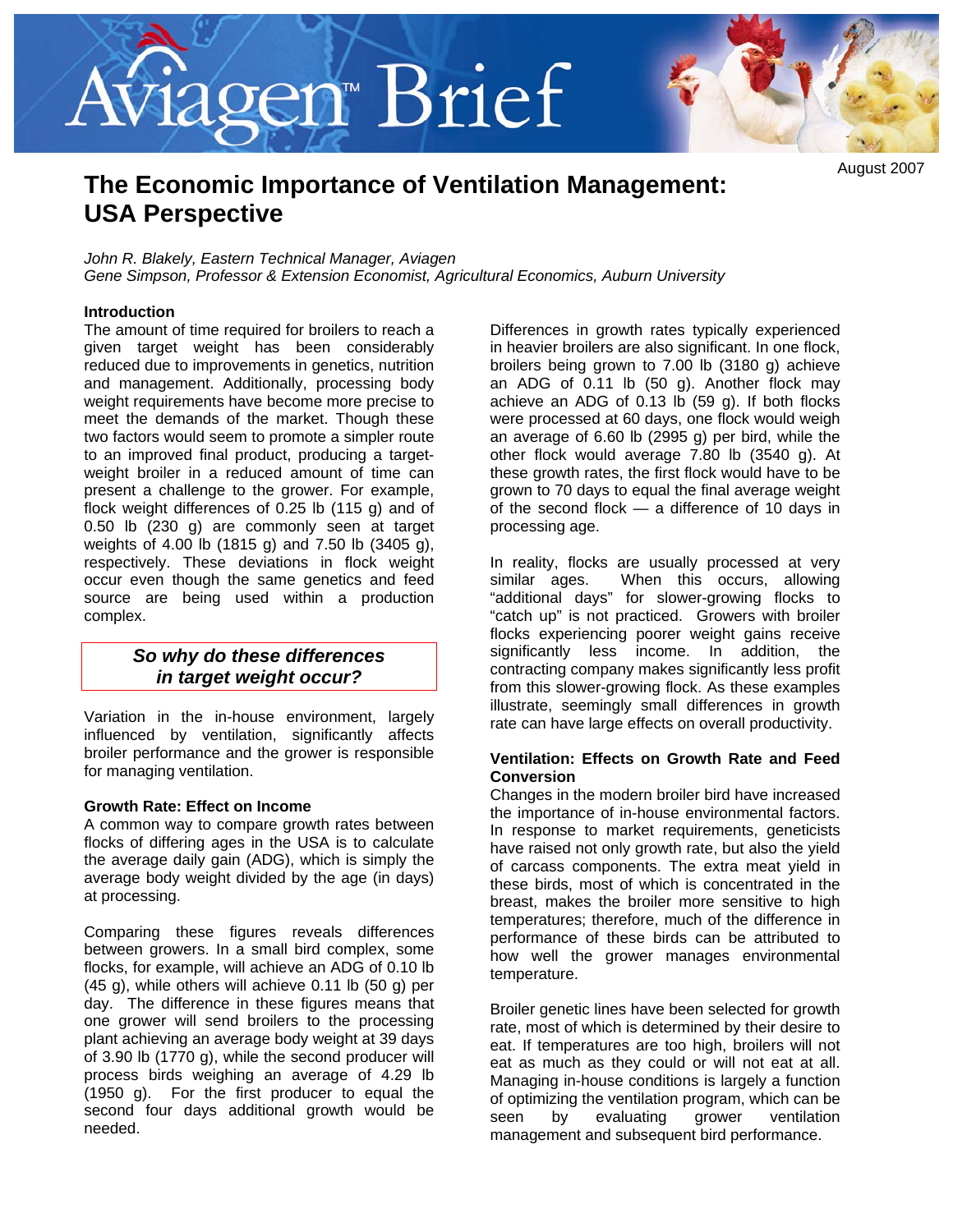Aviagen™ Brief

August 2007

# The Economic Importance of Ventilation Management: USA Perspective

*John R. Blakely, Eastern Technical Manager, Aviagen*
*Gene Simpson, Professor & Extension Economist, Agricultural Economics, Auburn University*

## Introduction

The amount of time required for broilers to reach a given target weight has been considerably reduced due to improvements in genetics, nutrition and management. Additionally, processing body weight requirements have become more precise to meet the demands of the market. Though these two factors would seem to promote a simpler route to an improved final product, producing a target-weight broiler in a reduced amount of time can present a challenge to the grower. For example, flock weight differences of 0.25 lb (115 g) and of 0.50 lb (230 g) are commonly seen at target weights of 4.00 lb (1815 g) and 7.50 lb (3405 g), respectively. These deviations in flock weight occur even though the same genetics and feed source are being used within a production complex.

***So why do these differences in target weight occur?***

Variation in the in-house environment, largely influenced by ventilation, significantly affects broiler performance and the grower is responsible for managing ventilation.

## Growth Rate: Effect on Income

A common way to compare growth rates between flocks of differing ages in the USA is to calculate the average daily gain (ADG), which is simply the average body weight divided by the age (in days) at processing.

Comparing these figures reveals differences between growers. In a small bird complex, some flocks, for example, will achieve an ADG of 0.10 lb (45 g), while others will achieve 0.11 lb (50 g) per day. The difference in these figures means that one grower will send broilers to the processing plant achieving an average body weight at 39 days of 3.90 lb (1770 g), while the second producer will process birds weighing an average of 4.29 lb (1950 g). For the first producer to equal the second four days additional growth would be needed.

Differences in growth rates typically experienced in heavier broilers are also significant. In one flock, broilers being grown to 7.00 lb (3180 g) achieve an ADG of 0.11 lb (50 g). Another flock may achieve an ADG of 0.13 lb (59 g). If both flocks were processed at 60 days, one flock would weigh an average of 6.60 lb (2995 g) per bird, while the other flock would average 7.80 lb (3540 g). At these growth rates, the first flock would have to be grown to 70 days to equal the final average weight of the second flock — a difference of 10 days in processing age.

In reality, flocks are usually processed at very similar ages. When this occurs, allowing "additional days" for slower-growing flocks to "catch up" is not practiced. Growers with broiler flocks experiencing poorer weight gains receive significantly less income. In addition, the contracting company makes significantly less profit from this slower-growing flock. As these examples illustrate, seemingly small differences in growth rate can have large effects on overall productivity.

## Ventilation: Effects on Growth Rate and Feed Conversion

Changes in the modern broiler bird have increased the importance of in-house environmental factors. In response to market requirements, geneticists have raised not only growth rate, but also the yield of carcass components. The extra meat yield in these birds, most of which is concentrated in the breast, makes the broiler more sensitive to high temperatures; therefore, much of the difference in performance of these birds can be attributed to how well the grower manages environmental temperature.

Broiler genetic lines have been selected for growth rate, most of which is determined by their desire to eat. If temperatures are too high, broilers will not eat as much as they could or will not eat at all. Managing in-house conditions is largely a function of optimizing the ventilation program, which can be seen by evaluating grower ventilation management and subsequent bird performance.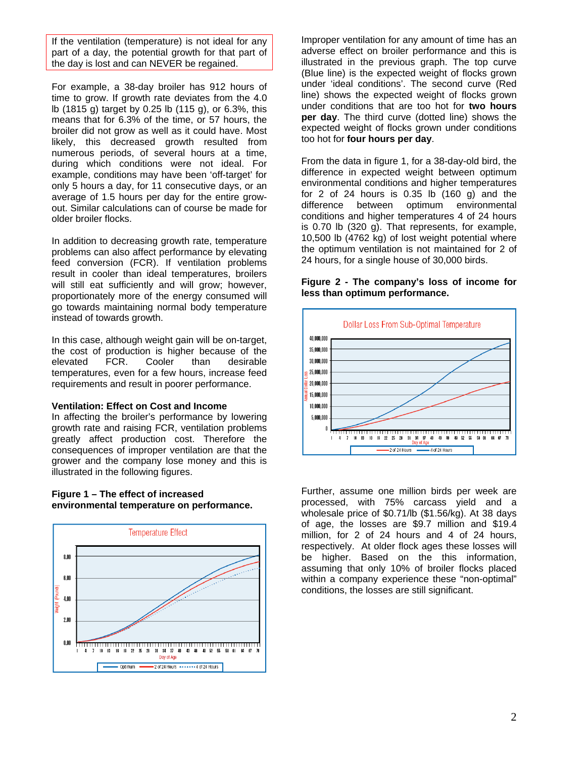If the ventilation (temperature) is not ideal for any part of a day, the potential growth for that part of the day is lost and can NEVER be regained.

For example, a 38-day broiler has 912 hours of time to grow. If growth rate deviates from the 4.0 lb (1815 g) target by 0.25 lb (115 g), or 6.3%, this means that for 6.3% of the time, or 57 hours, the broiler did not grow as well as it could have. Most likely, this decreased growth resulted from numerous periods, of several hours at a time, during which conditions were not ideal. For example, conditions may have been 'off-target' for only 5 hours a day, for 11 consecutive days, or an average of 1.5 hours per day for the entire grow-out. Similar calculations can of course be made for older broiler flocks.

In addition to decreasing growth rate, temperature problems can also affect performance by elevating feed conversion (FCR). If ventilation problems result in cooler than ideal temperatures, broilers will still eat sufficiently and will grow; however, proportionately more of the energy consumed will go towards maintaining normal body temperature instead of towards growth.

In this case, although weight gain will be on-target, the cost of production is higher because of the elevated FCR. Cooler than desirable temperatures, even for a few hours, increase feed requirements and result in poorer performance.

**Ventilation: Effect on Cost and Income**

In affecting the broiler's performance by lowering growth rate and raising FCR, ventilation problems greatly affect production cost. Therefore the consequences of improper ventilation are that the grower and the company lose money and this is illustrated in the following figures.

**Figure 1 – The effect of increased environmental temperature on performance.**

Improper ventilation for any amount of time has an adverse effect on broiler performance and this is illustrated in the previous graph. The top curve (Blue line) is the expected weight of flocks grown under 'ideal conditions'. The second curve (Red line) shows the expected weight of flocks grown under conditions that are too hot for **two hours per day**. The third curve (dotted line) shows the expected weight of flocks grown under conditions too hot for **four hours per day**.

From the data in figure 1, for a 38-day-old bird, the difference in expected weight between optimum environmental conditions and higher temperatures for 2 of 24 hours is 0.35 lb (160 g) and the difference between optimum environmental conditions and higher temperatures 4 of 24 hours is 0.70 lb (320 g). That represents, for example, 10,500 lb (4762 kg) of lost weight potential where the optimum ventilation is not maintained for 2 of 24 hours, for a single house of 30,000 birds.

**Figure 2 - The company's loss of income for less than optimum performance.**

Further, assume one million birds per week are processed, with 75% carcass yield and a wholesale price of $0.71/lb ($1.56/kg). At 38 days of age, the losses are $9.7 million and $19.4 million, for 2 of 24 hours and 4 of 24 hours, respectively. At older flock ages these losses will be higher. Based on the this information, assuming that only 10% of broiler flocks placed within a company experience these "non-optimal" conditions, the losses are still significant.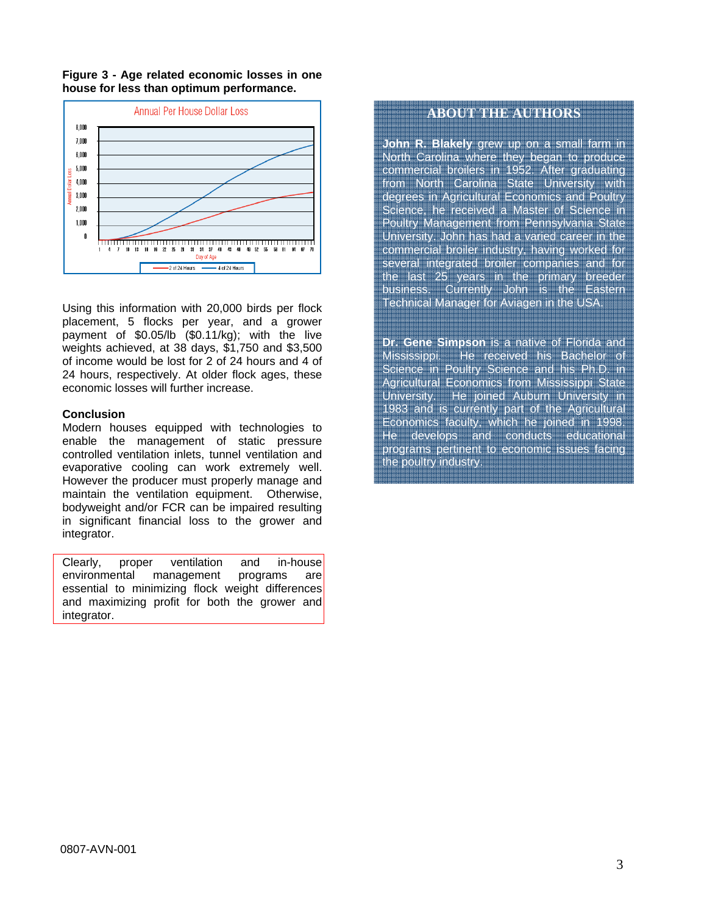**Figure 3 - Age related economic losses in one house for less than optimum performance.**

Annual Per House Dollar Loss

Annual Dollar Loss

8,000
7,000
6,000
5,000
4,000
3,000
2,000
1,000
0

1 4 7 10 13 16 19 22 25 28 31 34 37 40 43 46 49 52 55 58 61 64 67 70

Day of Age

2 of 24 Hours
4 of 24 Hours

Using this information with 20,000 birds per flock placement, 5 flocks per year, and a grower payment of $0.05/lb ($0.11/kg); with the live weights achieved, at 38 days, $1,750 and $3,500 of income would be lost for 2 of 24 hours and 4 of 24 hours, respectively. At older flock ages, these economic losses will further increase.

**Conclusion**

Modern houses equipped with technologies to enable the management of static pressure controlled ventilation inlets, tunnel ventilation and evaporative cooling can work extremely well. However the producer must properly manage and maintain the ventilation equipment. Otherwise, bodyweight and/or FCR can be impaired resulting in significant financial loss to the grower and integrator.

Clearly, proper ventilation and in-house environmental management programs are essential to minimizing flock weight differences and maximizing profit for both the grower and integrator.

## ABOUT THE AUTHORS

**John R. Blakely** grew up on a small farm in North Carolina where they began to produce commercial broilers in 1952. After graduating from North Carolina State University with degrees in Agricultural Economics and Poultry Science, he received a Master of Science in Poultry Management from Pennsylvania State University. John has had a varied career in the commercial broiler industry, having worked for several integrated broiler companies and for the last 25 years in the primary breeder business. Currently John is the Eastern Technical Manager for Aviagen in the USA.

**Dr. Gene Simpson** is a native of Florida and Mississippi. He received his Bachelor of Science in Poultry Science and his Ph.D. in Agricultural Economics from Mississippi State University. He joined Auburn University in 1983 and is currently part of the Agricultural Economics faculty, which he joined in 1998. He develops and conducts educational programs pertinent to economic issues facing the poultry industry.

0807-AVN-001